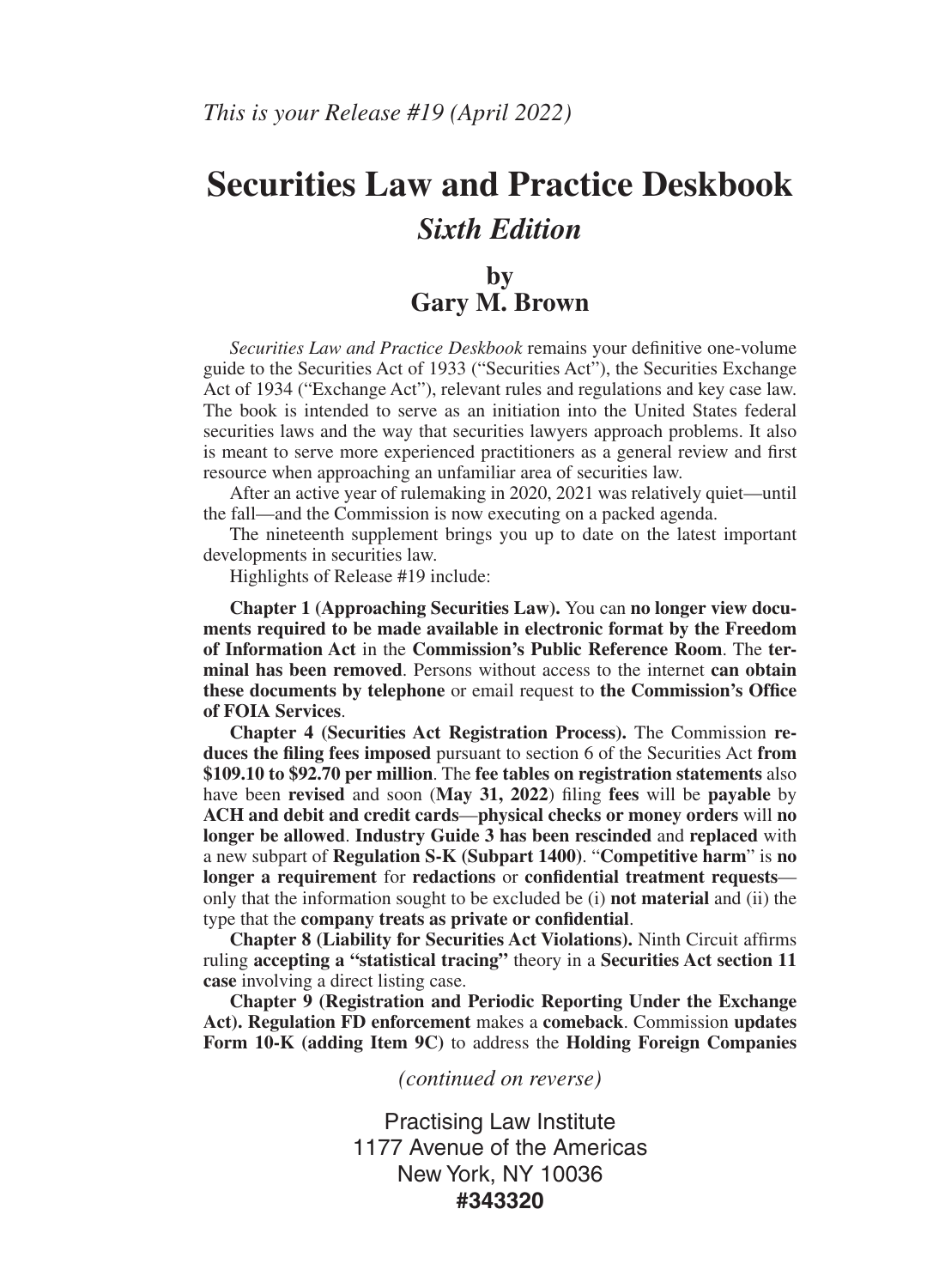*This is your Release #19 (April 2022)*

# Securities Law and Practice Deskbook

## *Sixth Edition*

### by
### Gary M. Brown

*Securities Law and Practice Deskbook* remains your definitive one-volume guide to the Securities Act of 1933 ("Securities Act"), the Securities Exchange Act of 1934 ("Exchange Act"), relevant rules and regulations and key case law. The book is intended to serve as an initiation into the United States federal securities laws and the way that securities lawyers approach problems. It also is meant to serve more experienced practitioners as a general review and first resource when approaching an unfamiliar area of securities law.

After an active year of rulemaking in 2020, 2021 was relatively quiet—until the fall—and the Commission is now executing on a packed agenda.

The nineteenth supplement brings you up to date on the latest important developments in securities law.

Highlights of Release #19 include:

**Chapter 1 (Approaching Securities Law).** You can **no longer view documents required to be made available in electronic format by the Freedom of Information Act** in the **Commission's Public Reference Room**. The **terminal has been removed**. Persons without access to the internet **can obtain these documents by telephone** or email request to **the Commission's Office of FOIA Services**.

**Chapter 4 (Securities Act Registration Process).** The Commission **reduces the filing fees imposed** pursuant to section 6 of the Securities Act **from $109.10 to $92.70 per million**. The **fee tables on registration statements** also have been **revised** and soon (**May 31, 2022**) filing **fees** will be **payable** by **ACH and debit and credit cards**—**physical checks or money orders** will **no longer be allowed**. **Industry Guide 3 has been rescinded** and **replaced** with a new subpart of **Regulation S-K (Subpart 1400)**. "**Competitive harm**" is **no longer a requirement** for **redactions** or **confidential treatment requests**—only that the information sought to be excluded be (i) **not material** and (ii) the type that the **company treats as private or confidential**.

**Chapter 8 (Liability for Securities Act Violations).** Ninth Circuit affirms ruling **accepting a "statistical tracing"** theory in a **Securities Act section 11 case** involving a direct listing case.

**Chapter 9 (Registration and Periodic Reporting Under the Exchange Act). Regulation FD enforcement** makes a **comeback**. Commission **updates Form 10-K (adding Item 9C)** to address the **Holding Foreign Companies**

*(continued on reverse)*

Practising Law Institute
1177 Avenue of the Americas
New York, NY 10036
**#343320**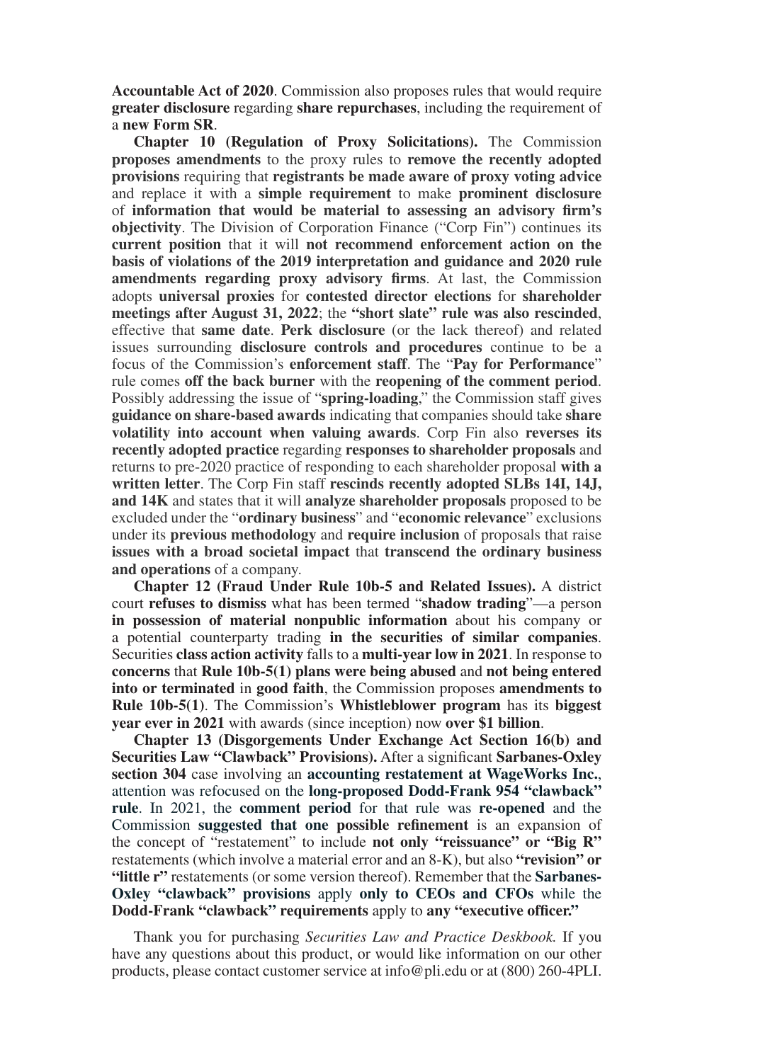**Accountable Act of 2020**. Commission also proposes rules that would require **greater disclosure** regarding **share repurchases**, including the requirement of a **new Form SR**.

**Chapter 10 (Regulation of Proxy Solicitations).** The Commission **proposes amendments** to the proxy rules to **remove the recently adopted provisions** requiring that **registrants be made aware of proxy voting advice** and replace it with a **simple requirement** to make **prominent disclosure** of **information that would be material to assessing an advisory firm's objectivity**. The Division of Corporation Finance ("Corp Fin") continues its **current position** that it will **not recommend enforcement action on the basis of violations of the 2019 interpretation and guidance and 2020 rule amendments regarding proxy advisory firms**. At last, the Commission adopts **universal proxies** for **contested director elections** for **shareholder meetings after August 31, 2022**; the **"short slate" rule was also rescinded**, effective that **same date**. **Perk disclosure** (or the lack thereof) and related issues surrounding **disclosure controls and procedures** continue to be a focus of the Commission's **enforcement staff**. The "**Pay for Performance**" rule comes **off the back burner** with the **reopening of the comment period**. Possibly addressing the issue of "**spring-loading**," the Commission staff gives **guidance on share-based awards** indicating that companies should take **share volatility into account when valuing awards**. Corp Fin also **reverses its recently adopted practice** regarding **responses to shareholder proposals** and returns to pre-2020 practice of responding to each shareholder proposal **with a written letter**. The Corp Fin staff **rescinds recently adopted SLBs 14I, 14J, and 14K** and states that it will **analyze shareholder proposals** proposed to be excluded under the "**ordinary business**" and "**economic relevance**" exclusions under its **previous methodology** and **require inclusion** of proposals that raise **issues with a broad societal impact** that **transcend the ordinary business and operations** of a company.

**Chapter 12 (Fraud Under Rule 10b-5 and Related Issues).** A district court **refuses to dismiss** what has been termed "**shadow trading**"—a person **in possession of material nonpublic information** about his company or a potential counterparty trading **in the securities of similar companies**. Securities **class action activity** falls to a **multi-year low in 2021**. In response to **concerns** that **Rule 10b-5(1) plans were being abused** and **not being entered into or terminated** in **good faith**, the Commission proposes **amendments to Rule 10b-5(1)**. The Commission's **Whistleblower program** has its **biggest year ever in 2021** with awards (since inception) now **over $1 billion**.

**Chapter 13 (Disgorgements Under Exchange Act Section 16(b) and Securities Law "Clawback" Provisions).** After a significant **Sarbanes-Oxley section 304** case involving an **accounting restatement at WageWorks Inc.**, attention was refocused on the **long-proposed Dodd-Frank 954 "clawback" rule**. In 2021, the **comment period** for that rule was **re-opened** and the Commission **suggested that one possible refinement** is an expansion of the concept of "restatement" to include **not only "reissuance" or "Big R"** restatements (which involve a material error and an 8-K), but also **"revision" or "little r"** restatements (or some version thereof). Remember that the **Sarbanes-Oxley "clawback" provisions** apply **only to CEOs and CFOs** while the **Dodd-Frank "clawback" requirements** apply to **any "executive officer."**

Thank you for purchasing *Securities Law and Practice Deskbook.* If you have any questions about this product, or would like information on our other products, please contact customer service at info@pli.edu or at (800) 260-4PLI.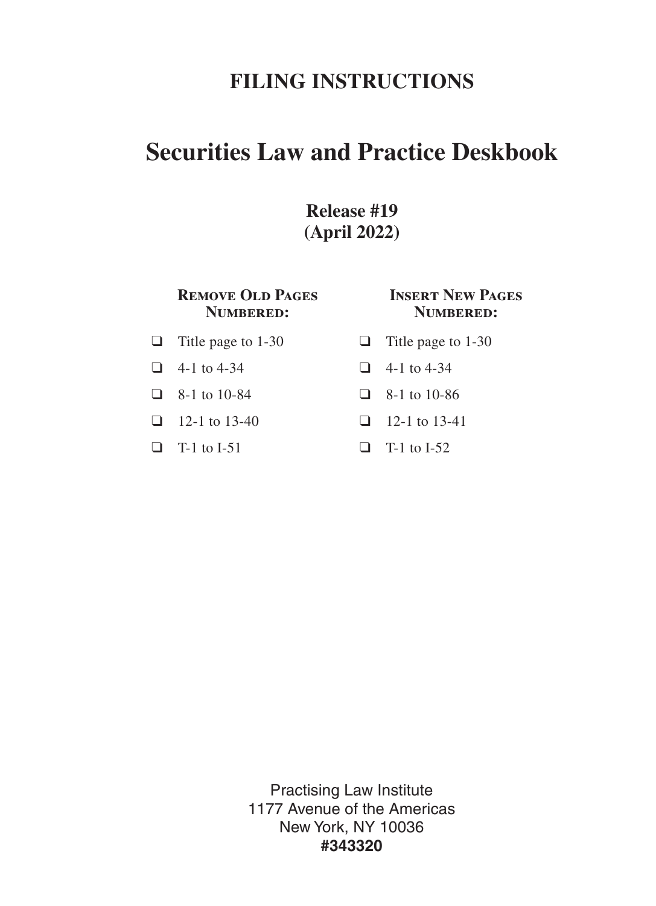# FILING INSTRUCTIONS

# Securities Law and Practice Deskbook

**Release #19**
**(April 2022)**

| REMOVE OLD PAGES NUMBERED: | INSERT NEW PAGES NUMBERED: |
| --- | --- |
| ❑ Title page to 1-30 | ❑ Title page to 1-30 |
| ❑ 4-1 to 4-34 | ❑ 4-1 to 4-34 |
| ❑ 8-1 to 10-84 | ❑ 8-1 to 10-86 |
| ❑ 12-1 to 13-40 | ❑ 12-1 to 13-41 |
| ❑ T-1 to I-51 | ❑ T-1 to I-52 |

Practising Law Institute
1177 Avenue of the Americas
New York, NY 10036
**#343320**